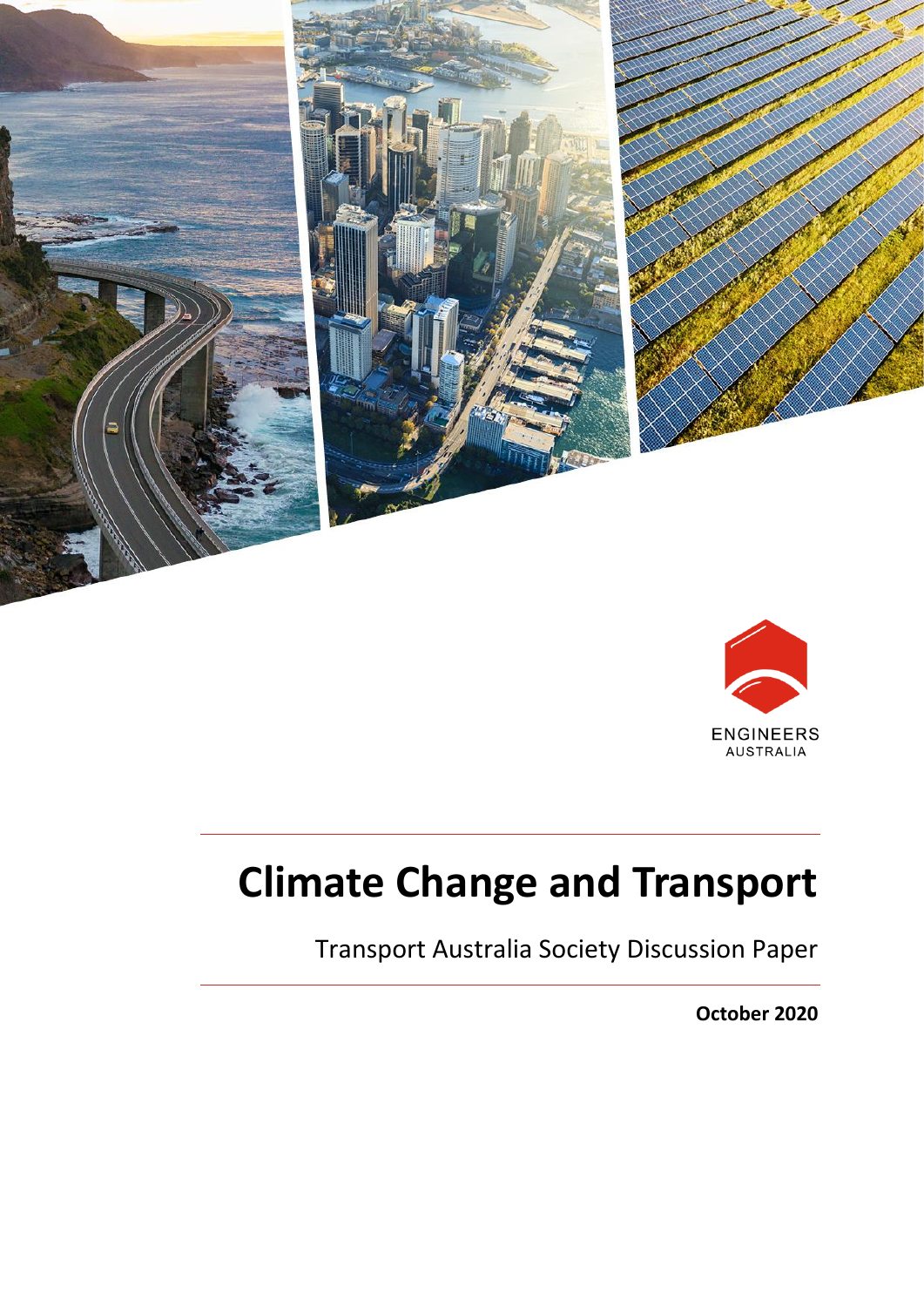ENGINEERS AUSTRALIA

# Climate Change and Transport

Transport Australia Society Discussion Paper

**October 2020**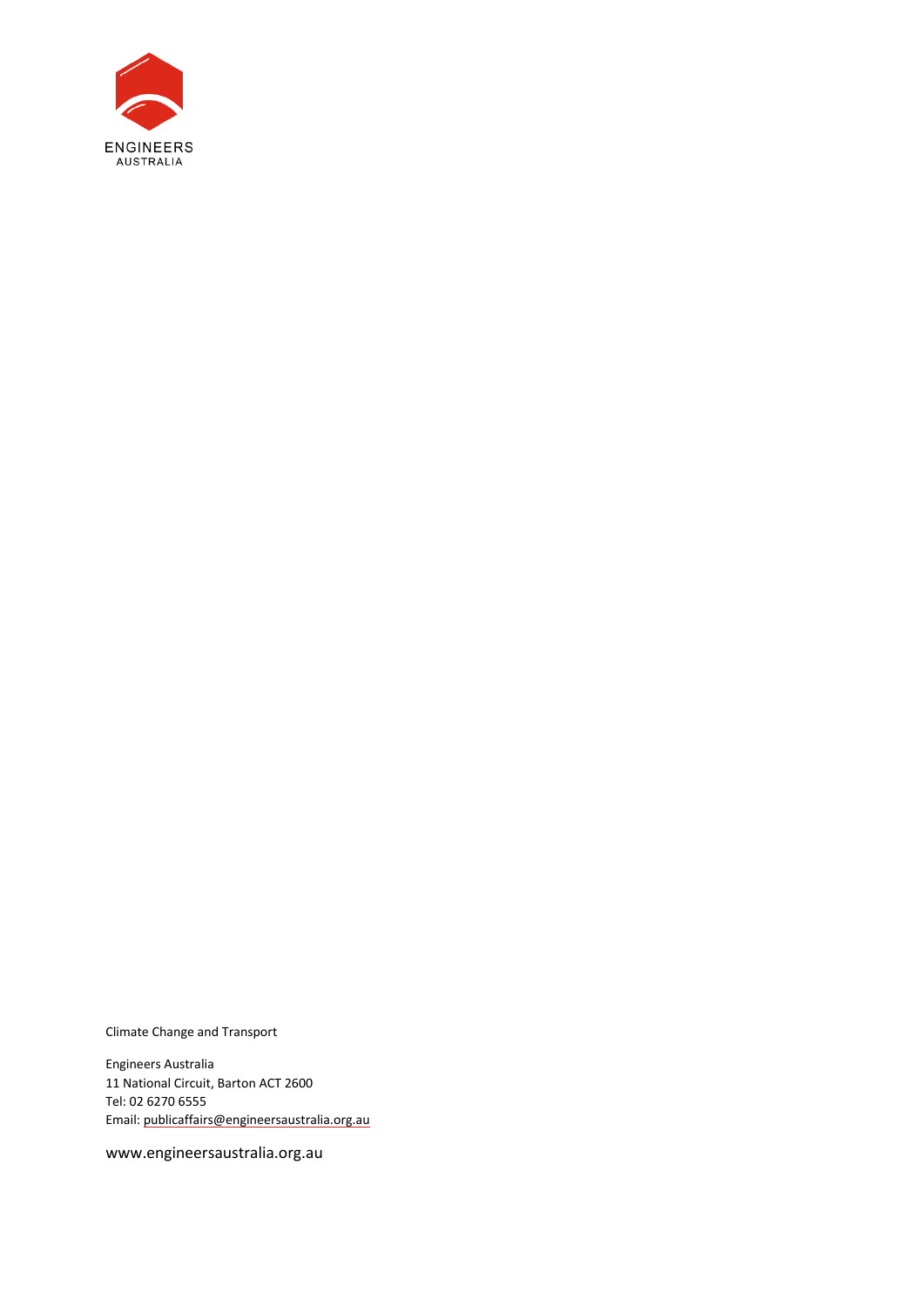Climate Change and Transport

Engineers Australia
11 National Circuit, Barton ACT 2600
Tel: 02 6270 6555
Email: publicaffairs@engineersaustralia.org.au

www.engineersaustralia.org.au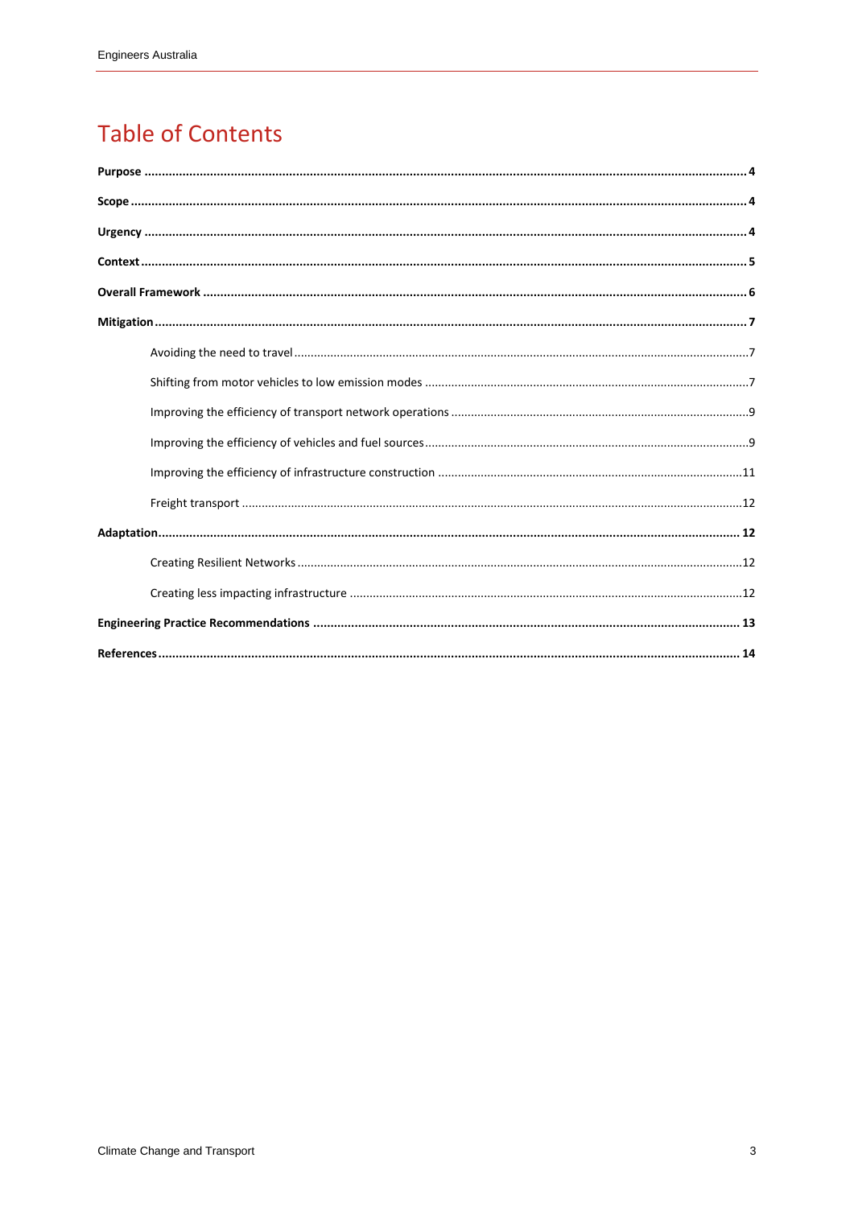# Table of Contents

**Purpose** .......... **4**

**Scope** .......... **4**

**Urgency** .......... **4**

**Context** .......... **5**

**Overall Framework** .......... **6**

**Mitigation** .......... **7**

- Avoiding the need to travel .......... 7
- Shifting from motor vehicles to low emission modes .......... 7
- Improving the efficiency of transport network operations .......... 9
- Improving the efficiency of vehicles and fuel sources .......... 9
- Improving the efficiency of infrastructure construction .......... 11
- Freight transport .......... 12

**Adaptation** .......... **12**

- Creating Resilient Networks .......... 12
- Creating less impacting infrastructure .......... 12

**Engineering Practice Recommendations** .......... **13**

**References** .......... **14**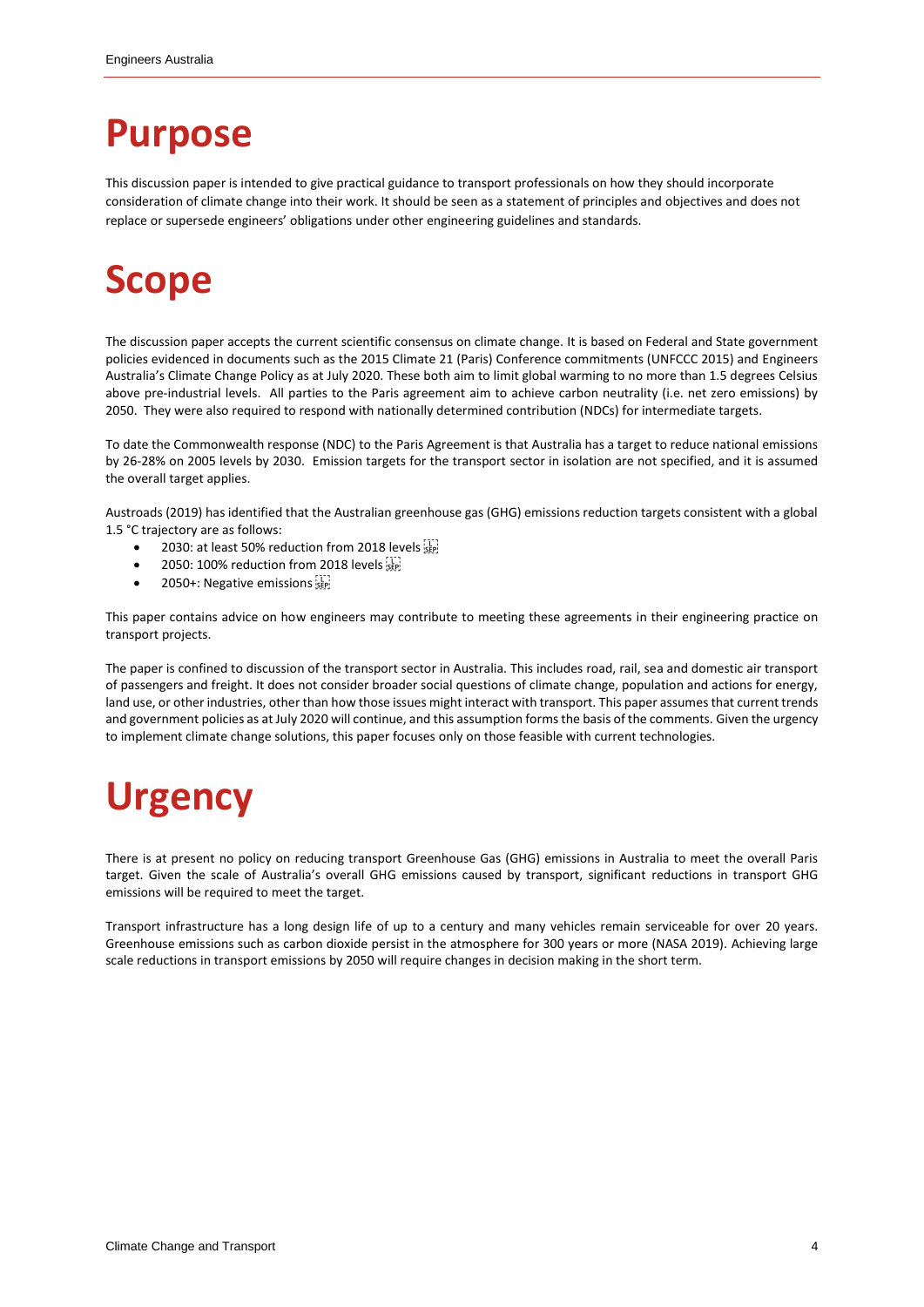# Purpose

This discussion paper is intended to give practical guidance to transport professionals on how they should incorporate consideration of climate change into their work. It should be seen as a statement of principles and objectives and does not replace or supersede engineers' obligations under other engineering guidelines and standards.

# Scope

The discussion paper accepts the current scientific consensus on climate change. It is based on Federal and State government policies evidenced in documents such as the 2015 Climate 21 (Paris) Conference commitments (UNFCCC 2015) and Engineers Australia's Climate Change Policy as at July 2020. These both aim to limit global warming to no more than 1.5 degrees Celsius above pre-industrial levels. All parties to the Paris agreement aim to achieve carbon neutrality (i.e. net zero emissions) by 2050. They were also required to respond with nationally determined contribution (NDCs) for intermediate targets.

To date the Commonwealth response (NDC) to the Paris Agreement is that Australia has a target to reduce national emissions by 26-28% on 2005 levels by 2030. Emission targets for the transport sector in isolation are not specified, and it is assumed the overall target applies.

Austroads (2019) has identified that the Australian greenhouse gas (GHG) emissions reduction targets consistent with a global 1.5 °C trajectory are as follows:

- 2030: at least 50% reduction from 2018 levels
- 2050: 100% reduction from 2018 levels
- 2050+: Negative emissions

This paper contains advice on how engineers may contribute to meeting these agreements in their engineering practice on transport projects.

The paper is confined to discussion of the transport sector in Australia. This includes road, rail, sea and domestic air transport of passengers and freight. It does not consider broader social questions of climate change, population and actions for energy, land use, or other industries, other than how those issues might interact with transport. This paper assumes that current trends and government policies as at July 2020 will continue, and this assumption forms the basis of the comments. Given the urgency to implement climate change solutions, this paper focuses only on those feasible with current technologies.

# Urgency

There is at present no policy on reducing transport Greenhouse Gas (GHG) emissions in Australia to meet the overall Paris target. Given the scale of Australia's overall GHG emissions caused by transport, significant reductions in transport GHG emissions will be required to meet the target.

Transport infrastructure has a long design life of up to a century and many vehicles remain serviceable for over 20 years. Greenhouse emissions such as carbon dioxide persist in the atmosphere for 300 years or more (NASA 2019). Achieving large scale reductions in transport emissions by 2050 will require changes in decision making in the short term.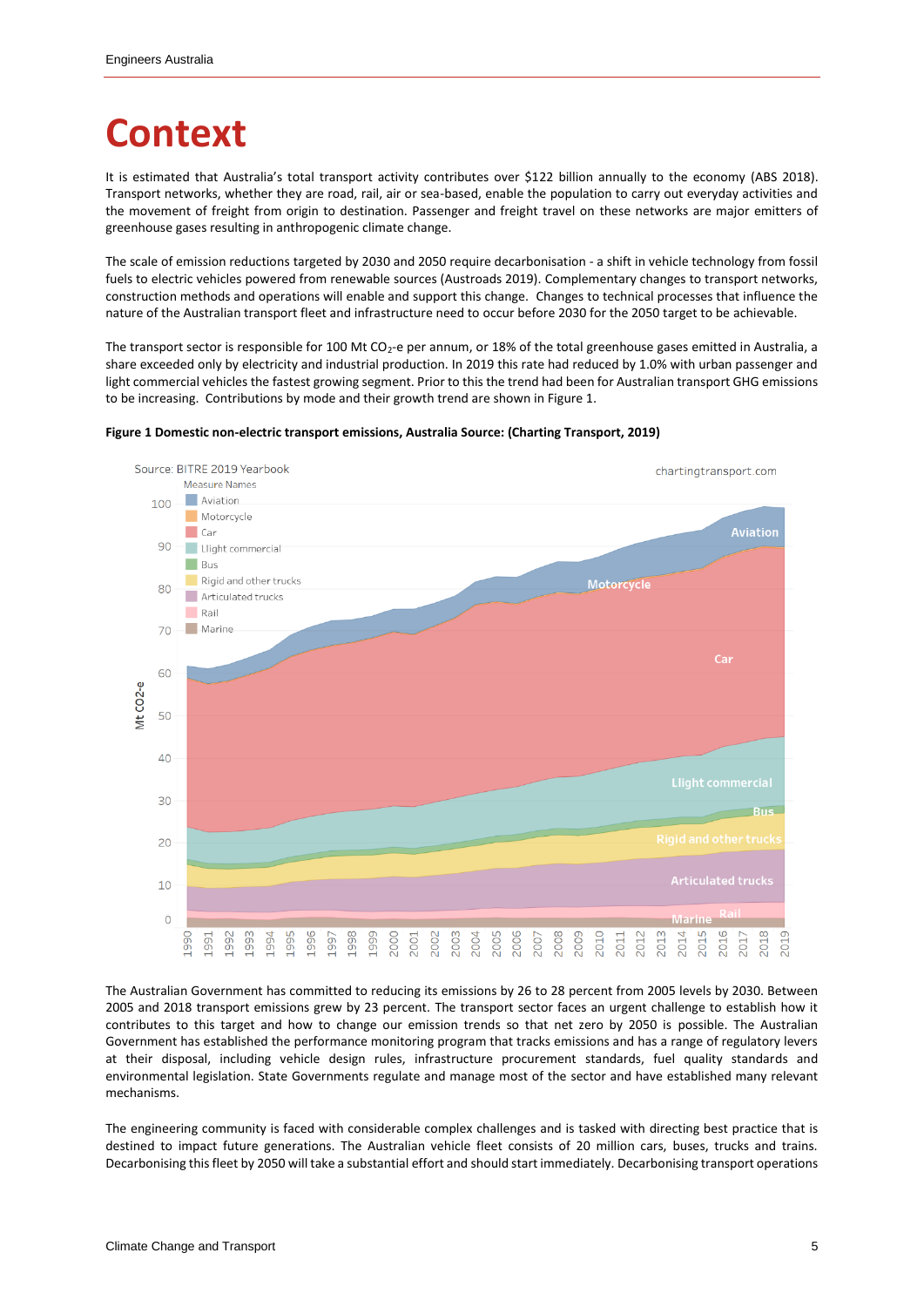# Context

It is estimated that Australia's total transport activity contributes over $122 billion annually to the economy (ABS 2018). Transport networks, whether they are road, rail, air or sea-based, enable the population to carry out everyday activities and the movement of freight from origin to destination. Passenger and freight travel on these networks are major emitters of greenhouse gases resulting in anthropogenic climate change.

The scale of emission reductions targeted by 2030 and 2050 require decarbonisation - a shift in vehicle technology from fossil fuels to electric vehicles powered from renewable sources (Austroads 2019). Complementary changes to transport networks, construction methods and operations will enable and support this change. Changes to technical processes that influence the nature of the Australian transport fleet and infrastructure need to occur before 2030 for the 2050 target to be achievable.

The transport sector is responsible for 100 Mt $CO_2$-e per annum, or 18% of the total greenhouse gases emitted in Australia, a share exceeded only by electricity and industrial production. In 2019 this rate had reduced by 1.0% with urban passenger and light commercial vehicles the fastest growing segment. Prior to this the trend had been for Australian transport GHG emissions to be increasing. Contributions by mode and their growth trend are shown in Figure 1.

**Figure 1 Domestic non-electric transport emissions, Australia Source: (Charting Transport, 2019)**

The Australian Government has committed to reducing its emissions by 26 to 28 percent from 2005 levels by 2030. Between 2005 and 2018 transport emissions grew by 23 percent. The transport sector faces an urgent challenge to establish how it contributes to this target and how to change our emission trends so that net zero by 2050 is possible. The Australian Government has established the performance monitoring program that tracks emissions and has a range of regulatory levers at their disposal, including vehicle design rules, infrastructure procurement standards, fuel quality standards and environmental legislation. State Governments regulate and manage most of the sector and have established many relevant mechanisms.

The engineering community is faced with considerable complex challenges and is tasked with directing best practice that is destined to impact future generations. The Australian vehicle fleet consists of 20 million cars, buses, trucks and trains. Decarbonising this fleet by 2050 will take a substantial effort and should start immediately. Decarbonising transport operations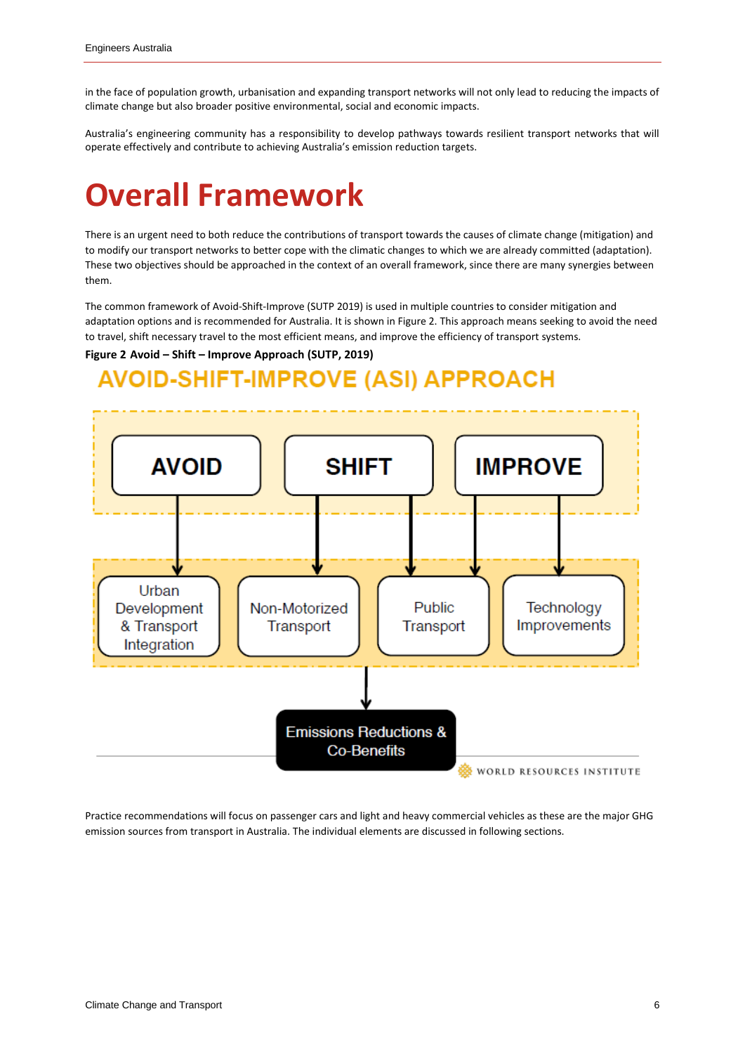in the face of population growth, urbanisation and expanding transport networks will not only lead to reducing the impacts of climate change but also broader positive environmental, social and economic impacts.

Australia's engineering community has a responsibility to develop pathways towards resilient transport networks that will operate effectively and contribute to achieving Australia's emission reduction targets.

# Overall Framework

There is an urgent need to both reduce the contributions of transport towards the causes of climate change (mitigation) and to modify our transport networks to better cope with the climatic changes to which we are already committed (adaptation). These two objectives should be approached in the context of an overall framework, since there are many synergies between them.

The common framework of Avoid-Shift-Improve (SUTP 2019) is used in multiple countries to consider mitigation and adaptation options and is recommended for Australia. It is shown in Figure 2. This approach means seeking to avoid the need to travel, shift necessary travel to the most efficient means, and improve the efficiency of transport systems.

**Figure 2 Avoid – Shift – Improve Approach (SUTP, 2019)**

AVOID-SHIFT-IMPROVE (ASI) APPROACH

AVOID → Urban Development & Transport Integration

SHIFT → Non-Motorized Transport; Public Transport

IMPROVE → Public Transport; Technology Improvements

→ Emissions Reductions & Co-Benefits

WORLD RESOURCES INSTITUTE

Practice recommendations will focus on passenger cars and light and heavy commercial vehicles as these are the major GHG emission sources from transport in Australia. The individual elements are discussed in following sections.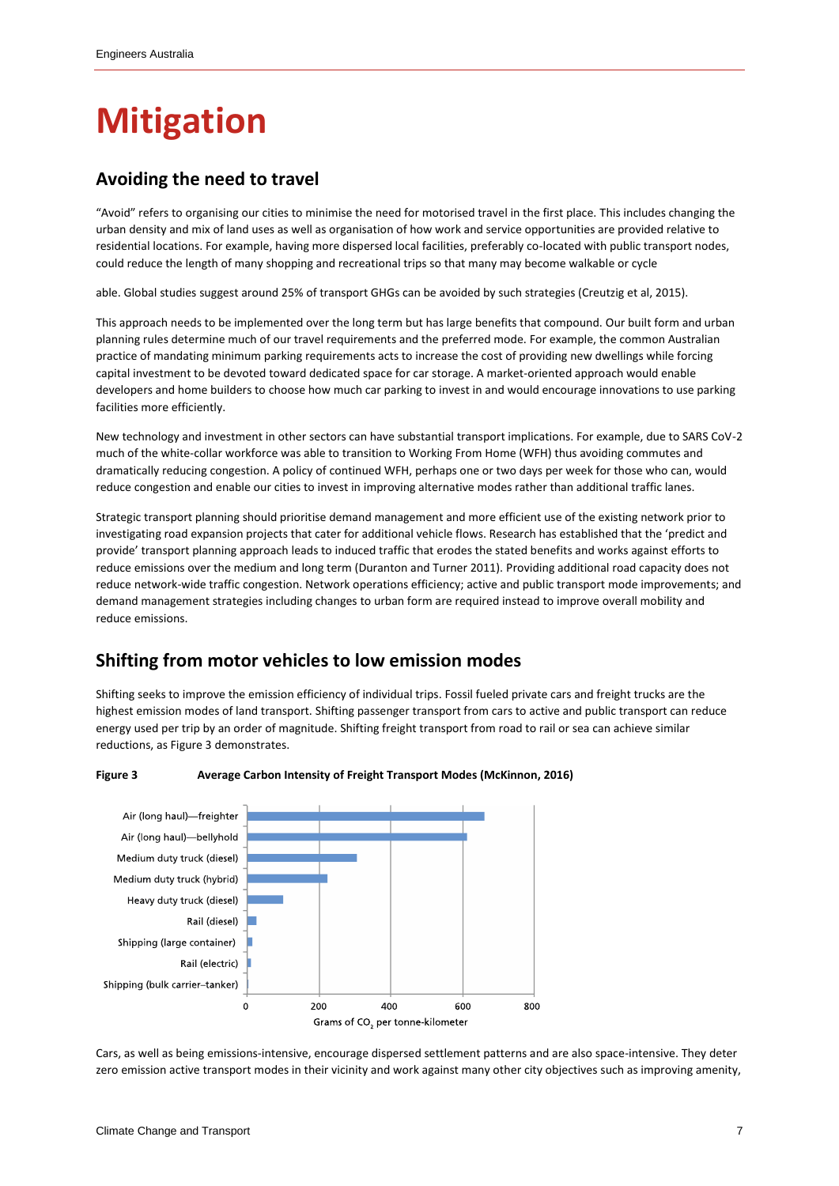# Mitigation

## Avoiding the need to travel

"Avoid" refers to organising our cities to minimise the need for motorised travel in the first place. This includes changing the urban density and mix of land uses as well as organisation of how work and service opportunities are provided relative to residential locations. For example, having more dispersed local facilities, preferably co-located with public transport nodes, could reduce the length of many shopping and recreational trips so that many may become walkable or cycle

able. Global studies suggest around 25% of transport GHGs can be avoided by such strategies (Creutzig et al, 2015).

This approach needs to be implemented over the long term but has large benefits that compound. Our built form and urban planning rules determine much of our travel requirements and the preferred mode. For example, the common Australian practice of mandating minimum parking requirements acts to increase the cost of providing new dwellings while forcing capital investment to be devoted toward dedicated space for car storage. A market-oriented approach would enable developers and home builders to choose how much car parking to invest in and would encourage innovations to use parking facilities more efficiently.

New technology and investment in other sectors can have substantial transport implications. For example, due to SARS CoV-2 much of the white-collar workforce was able to transition to Working From Home (WFH) thus avoiding commutes and dramatically reducing congestion. A policy of continued WFH, perhaps one or two days per week for those who can, would reduce congestion and enable our cities to invest in improving alternative modes rather than additional traffic lanes.

Strategic transport planning should prioritise demand management and more efficient use of the existing network prior to investigating road expansion projects that cater for additional vehicle flows. Research has established that the 'predict and provide' transport planning approach leads to induced traffic that erodes the stated benefits and works against efforts to reduce emissions over the medium and long term (Duranton and Turner 2011). Providing additional road capacity does not reduce network-wide traffic congestion. Network operations efficiency; active and public transport mode improvements; and demand management strategies including changes to urban form are required instead to improve overall mobility and reduce emissions.

## Shifting from motor vehicles to low emission modes

Shifting seeks to improve the emission efficiency of individual trips. Fossil fueled private cars and freight trucks are the highest emission modes of land transport. Shifting passenger transport from cars to active and public transport can reduce energy used per trip by an order of magnitude. Shifting freight transport from road to rail or sea can achieve similar reductions, as Figure 3 demonstrates.

**Figure 3 Average Carbon Intensity of Freight Transport Modes (McKinnon, 2016)**

| Mode | Grams of $CO_2$ per tonne-kilometer |
|---|---|
| Air (long haul)—freighter | ~660 |
| Air (long haul)—bellyhold | ~610 |
| Medium duty truck (diesel) | ~305 |
| Medium duty truck (hybrid) | ~225 |
| Heavy duty truck (diesel) | ~100 |
| Rail (diesel) | ~25 |
| Shipping (large container) | ~15 |
| Rail (electric) | ~10 |
| Shipping (bulk carrier–tanker) | ~5 |

Cars, as well as being emissions-intensive, encourage dispersed settlement patterns and are also space-intensive. They deter zero emission active transport modes in their vicinity and work against many other city objectives such as improving amenity,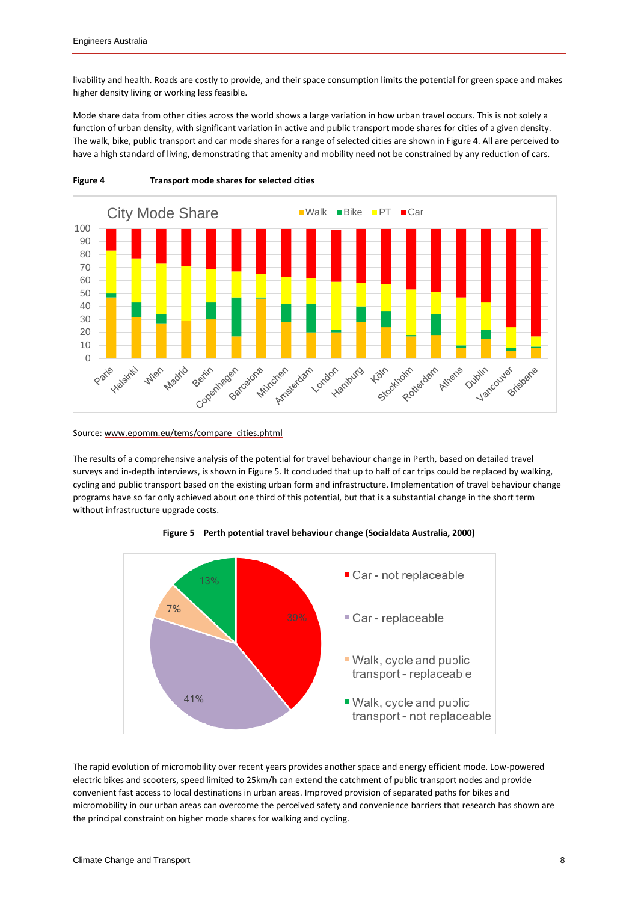livability and health. Roads are costly to provide, and their space consumption limits the potential for green space and makes higher density living or working less feasible.

Mode share data from other cities across the world shows a large variation in how urban travel occurs. This is not solely a function of urban density, with significant variation in active and public transport mode shares for cities of a given density. The walk, bike, public transport and car mode shares for a range of selected cities are shown in Figure 4. All are perceived to have a high standard of living, demonstrating that amenity and mobility need not be constrained by any reduction of cars.

**Figure 4** **Transport mode shares for selected cities**

Source: www.epomm.eu/tems/compare_cities.phtml

The results of a comprehensive analysis of the potential for travel behaviour change in Perth, based on detailed travel surveys and in-depth interviews, is shown in Figure 5. It concluded that up to half of car trips could be replaced by walking, cycling and public transport based on the existing urban form and infrastructure. Implementation of travel behaviour change programs have so far only achieved about one third of this potential, but that is a substantial change in the short term without infrastructure upgrade costs.

**Figure 5 Perth potential travel behaviour change (Socialdata Australia, 2000)**

The rapid evolution of micromobility over recent years provides another space and energy efficient mode. Low-powered electric bikes and scooters, speed limited to 25km/h can extend the catchment of public transport nodes and provide convenient fast access to local destinations in urban areas. Improved provision of separated paths for bikes and micromobility in our urban areas can overcome the perceived safety and convenience barriers that research has shown are the principal constraint on higher mode shares for walking and cycling.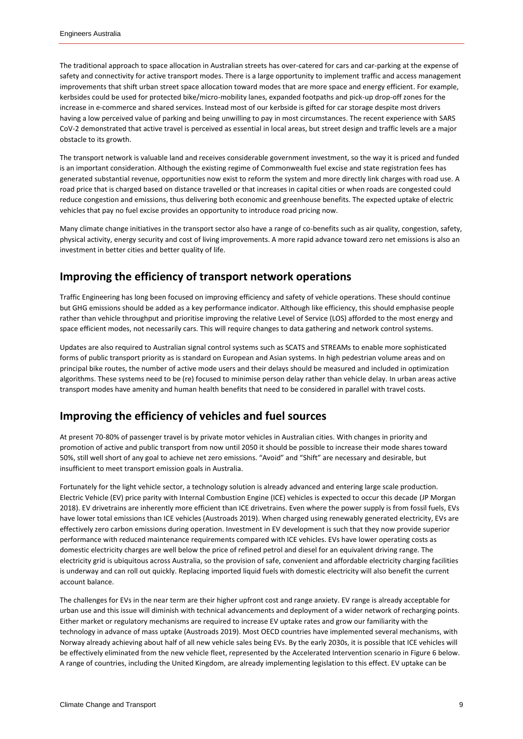The traditional approach to space allocation in Australian streets has over-catered for cars and car-parking at the expense of safety and connectivity for active transport modes. There is a large opportunity to implement traffic and access management improvements that shift urban street space allocation toward modes that are more space and energy efficient. For example, kerbsides could be used for protected bike/micro-mobility lanes, expanded footpaths and pick-up drop-off zones for the increase in e-commerce and shared services. Instead most of our kerbside is gifted for car storage despite most drivers having a low perceived value of parking and being unwilling to pay in most circumstances. The recent experience with SARS CoV-2 demonstrated that active travel is perceived as essential in local areas, but street design and traffic levels are a major obstacle to its growth.

The transport network is valuable land and receives considerable government investment, so the way it is priced and funded is an important consideration. Although the existing regime of Commonwealth fuel excise and state registration fees has generated substantial revenue, opportunities now exist to reform the system and more directly link charges with road use. A road price that is charged based on distance travelled or that increases in capital cities or when roads are congested could reduce congestion and emissions, thus delivering both economic and greenhouse benefits. The expected uptake of electric vehicles that pay no fuel excise provides an opportunity to introduce road pricing now.

Many climate change initiatives in the transport sector also have a range of co-benefits such as air quality, congestion, safety, physical activity, energy security and cost of living improvements. A more rapid advance toward zero net emissions is also an investment in better cities and better quality of life.

## Improving the efficiency of transport network operations

Traffic Engineering has long been focused on improving efficiency and safety of vehicle operations. These should continue but GHG emissions should be added as a key performance indicator. Although like efficiency, this should emphasise people rather than vehicle throughput and prioritise improving the relative Level of Service (LOS) afforded to the most energy and space efficient modes, not necessarily cars. This will require changes to data gathering and network control systems.

Updates are also required to Australian signal control systems such as SCATS and STREAMs to enable more sophisticated forms of public transport priority as is standard on European and Asian systems. In high pedestrian volume areas and on principal bike routes, the number of active mode users and their delays should be measured and included in optimization algorithms. These systems need to be (re) focused to minimise person delay rather than vehicle delay. In urban areas active transport modes have amenity and human health benefits that need to be considered in parallel with travel costs.

## Improving the efficiency of vehicles and fuel sources

At present 70-80% of passenger travel is by private motor vehicles in Australian cities. With changes in priority and promotion of active and public transport from now until 2050 it should be possible to increase their mode shares toward 50%, still well short of any goal to achieve net zero emissions. "Avoid" and "Shift" are necessary and desirable, but insufficient to meet transport emission goals in Australia.

Fortunately for the light vehicle sector, a technology solution is already advanced and entering large scale production. Electric Vehicle (EV) price parity with Internal Combustion Engine (ICE) vehicles is expected to occur this decade (JP Morgan 2018). EV drivetrains are inherently more efficient than ICE drivetrains. Even where the power supply is from fossil fuels, EVs have lower total emissions than ICE vehicles (Austroads 2019). When charged using renewably generated electricity, EVs are effectively zero carbon emissions during operation. Investment in EV development is such that they now provide superior performance with reduced maintenance requirements compared with ICE vehicles. EVs have lower operating costs as domestic electricity charges are well below the price of refined petrol and diesel for an equivalent driving range. The electricity grid is ubiquitous across Australia, so the provision of safe, convenient and affordable electricity charging facilities is underway and can roll out quickly. Replacing imported liquid fuels with domestic electricity will also benefit the current account balance.

The challenges for EVs in the near term are their higher upfront cost and range anxiety. EV range is already acceptable for urban use and this issue will diminish with technical advancements and deployment of a wider network of recharging points. Either market or regulatory mechanisms are required to increase EV uptake rates and grow our familiarity with the technology in advance of mass uptake (Austroads 2019). Most OECD countries have implemented several mechanisms, with Norway already achieving about half of all new vehicle sales being EVs. By the early 2030s, it is possible that ICE vehicles will be effectively eliminated from the new vehicle fleet, represented by the Accelerated Intervention scenario in Figure 6 below. A range of countries, including the United Kingdom, are already implementing legislation to this effect. EV uptake can be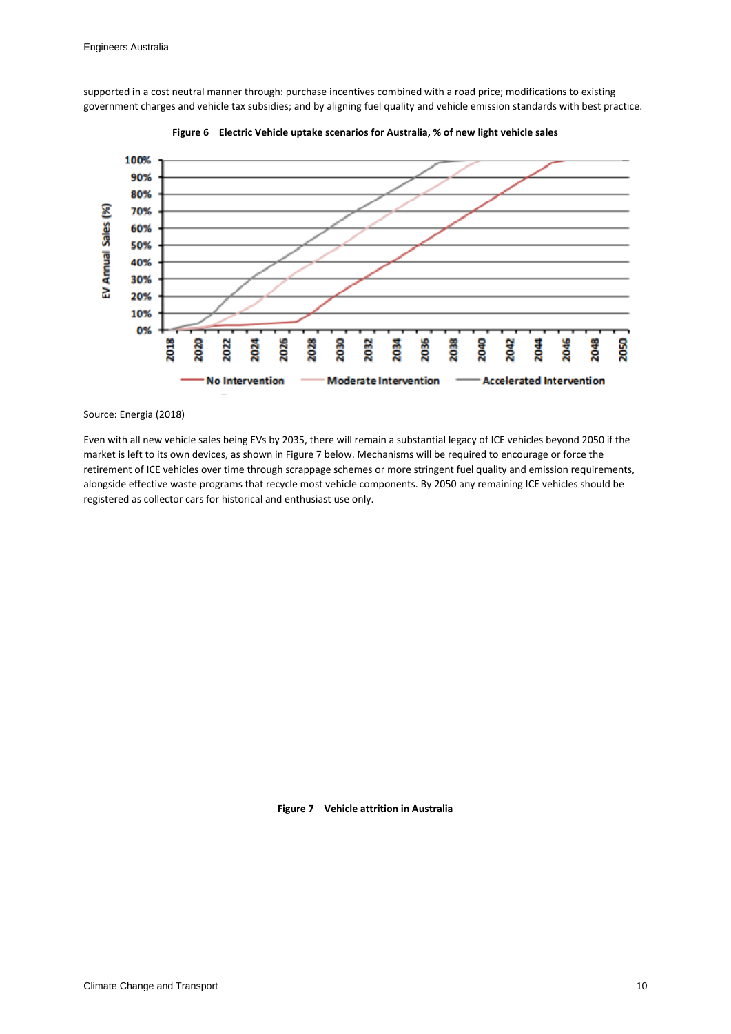supported in a cost neutral manner through: purchase incentives combined with a road price; modifications to existing government charges and vehicle tax subsidies; and by aligning fuel quality and vehicle emission standards with best practice.

**Figure 6 Electric Vehicle uptake scenarios for Australia, % of new light vehicle sales**

Source: Energia (2018)

Even with all new vehicle sales being EVs by 2035, there will remain a substantial legacy of ICE vehicles beyond 2050 if the market is left to its own devices, as shown in Figure 7 below. Mechanisms will be required to encourage or force the retirement of ICE vehicles over time through scrappage schemes or more stringent fuel quality and emission requirements, alongside effective waste programs that recycle most vehicle components. By 2050 any remaining ICE vehicles should be registered as collector cars for historical and enthusiast use only.

**Figure 7 Vehicle attrition in Australia**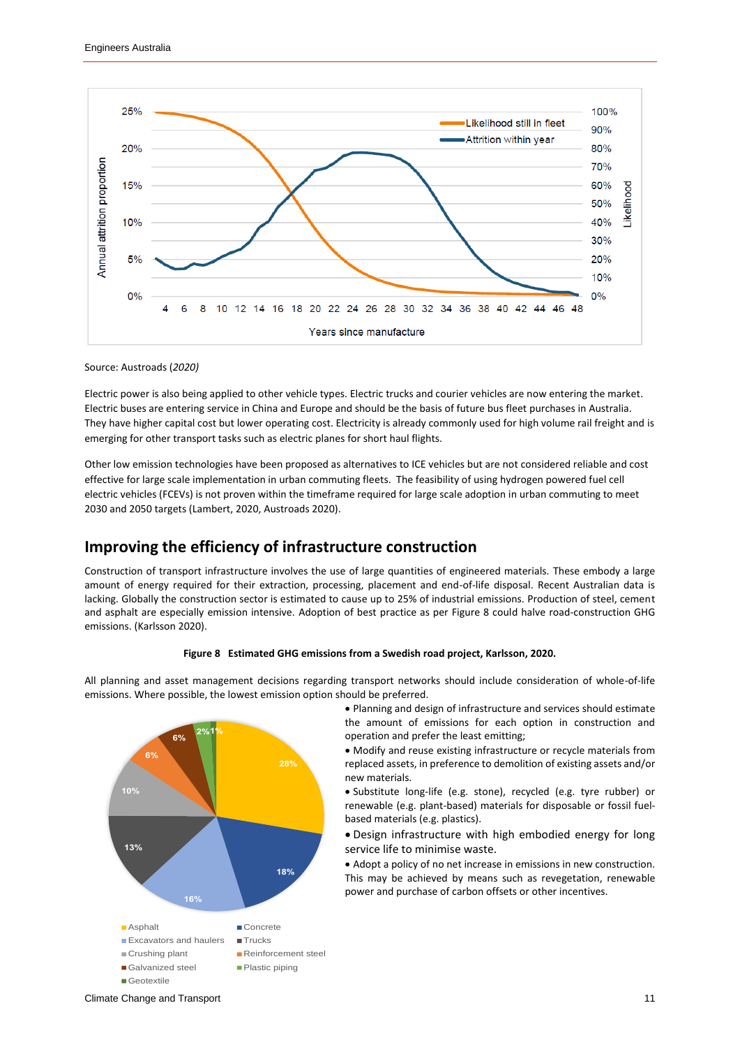Source: Austroads *(2020)*

Electric power is also being applied to other vehicle types. Electric trucks and courier vehicles are now entering the market. Electric buses are entering service in China and Europe and should be the basis of future bus fleet purchases in Australia. They have higher capital cost but lower operating cost. Electricity is already commonly used for high volume rail freight and is emerging for other transport tasks such as electric planes for short haul flights.

Other low emission technologies have been proposed as alternatives to ICE vehicles but are not considered reliable and cost effective for large scale implementation in urban commuting fleets. The feasibility of using hydrogen powered fuel cell electric vehicles (FCEVs) is not proven within the timeframe required for large scale adoption in urban commuting to meet 2030 and 2050 targets (Lambert, 2020, Austroads 2020).

## Improving the efficiency of infrastructure construction

Construction of transport infrastructure involves the use of large quantities of engineered materials. These embody a large amount of energy required for their extraction, processing, placement and end-of-life disposal. Recent Australian data is lacking. Globally the construction sector is estimated to cause up to 25% of industrial emissions. Production of steel, cement and asphalt are especially emission intensive. Adoption of best practice as per Figure 8 could halve road-construction GHG emissions. (Karlsson 2020).

**Figure 8 Estimated GHG emissions from a Swedish road project, Karlsson, 2020.**

All planning and asset management decisions regarding transport networks should include consideration of whole-of-life emissions. Where possible, the lowest emission option should be preferred.

- Planning and design of infrastructure and services should estimate the amount of emissions for each option in construction and operation and prefer the least emitting;
- Modify and reuse existing infrastructure or recycle materials from replaced assets, in preference to demolition of existing assets and/or new materials.
- Substitute long-life (e.g. stone), recycled (e.g. tyre rubber) or renewable (e.g. plant-based) materials for disposable or fossil fuel-based materials (e.g. plastics).
- Design infrastructure with high embodied energy for long service life to minimise waste.
- Adopt a policy of no net increase in emissions in new construction. This may be achieved by means such as revegetation, renewable power and purchase of carbon offsets or other incentives.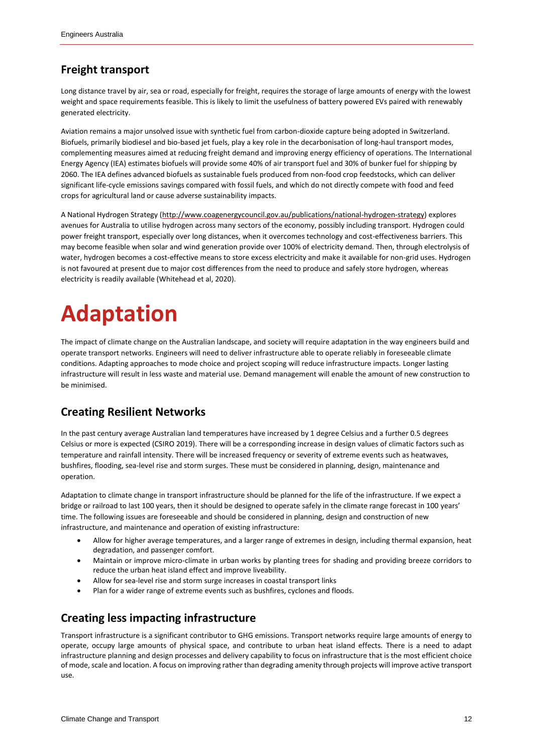## Freight transport

Long distance travel by air, sea or road, especially for freight, requires the storage of large amounts of energy with the lowest weight and space requirements feasible. This is likely to limit the usefulness of battery powered EVs paired with renewably generated electricity.

Aviation remains a major unsolved issue with synthetic fuel from carbon-dioxide capture being adopted in Switzerland. Biofuels, primarily biodiesel and bio-based jet fuels, play a key role in the decarbonisation of long-haul transport modes, complementing measures aimed at reducing freight demand and improving energy efficiency of operations. The International Energy Agency (IEA) estimates biofuels will provide some 40% of air transport fuel and 30% of bunker fuel for shipping by 2060. The IEA defines advanced biofuels as sustainable fuels produced from non-food crop feedstocks, which can deliver significant life-cycle emissions savings compared with fossil fuels, and which do not directly compete with food and feed crops for agricultural land or cause adverse sustainability impacts.

A National Hydrogen Strategy (http://www.coagenergycouncil.gov.au/publications/national-hydrogen-strategy) explores avenues for Australia to utilise hydrogen across many sectors of the economy, possibly including transport. Hydrogen could power freight transport, especially over long distances, when it overcomes technology and cost-effectiveness barriers. This may become feasible when solar and wind generation provide over 100% of electricity demand. Then, through electrolysis of water, hydrogen becomes a cost-effective means to store excess electricity and make it available for non-grid uses. Hydrogen is not favoured at present due to major cost differences from the need to produce and safely store hydrogen, whereas electricity is readily available (Whitehead et al, 2020).

# Adaptation

The impact of climate change on the Australian landscape, and society will require adaptation in the way engineers build and operate transport networks. Engineers will need to deliver infrastructure able to operate reliably in foreseeable climate conditions. Adapting approaches to mode choice and project scoping will reduce infrastructure impacts. Longer lasting infrastructure will result in less waste and material use. Demand management will enable the amount of new construction to be minimised.

## Creating Resilient Networks

In the past century average Australian land temperatures have increased by 1 degree Celsius and a further 0.5 degrees Celsius or more is expected (CSIRO 2019). There will be a corresponding increase in design values of climatic factors such as temperature and rainfall intensity. There will be increased frequency or severity of extreme events such as heatwaves, bushfires, flooding, sea-level rise and storm surges. These must be considered in planning, design, maintenance and operation.

Adaptation to climate change in transport infrastructure should be planned for the life of the infrastructure. If we expect a bridge or railroad to last 100 years, then it should be designed to operate safely in the climate range forecast in 100 years' time. The following issues are foreseeable and should be considered in planning, design and construction of new infrastructure, and maintenance and operation of existing infrastructure:

- Allow for higher average temperatures, and a larger range of extremes in design, including thermal expansion, heat degradation, and passenger comfort.
- Maintain or improve micro-climate in urban works by planting trees for shading and providing breeze corridors to reduce the urban heat island effect and improve liveability.
- Allow for sea-level rise and storm surge increases in coastal transport links
- Plan for a wider range of extreme events such as bushfires, cyclones and floods.

## Creating less impacting infrastructure

Transport infrastructure is a significant contributor to GHG emissions. Transport networks require large amounts of energy to operate, occupy large amounts of physical space, and contribute to urban heat island effects. There is a need to adapt infrastructure planning and design processes and delivery capability to focus on infrastructure that is the most efficient choice of mode, scale and location. A focus on improving rather than degrading amenity through projects will improve active transport use.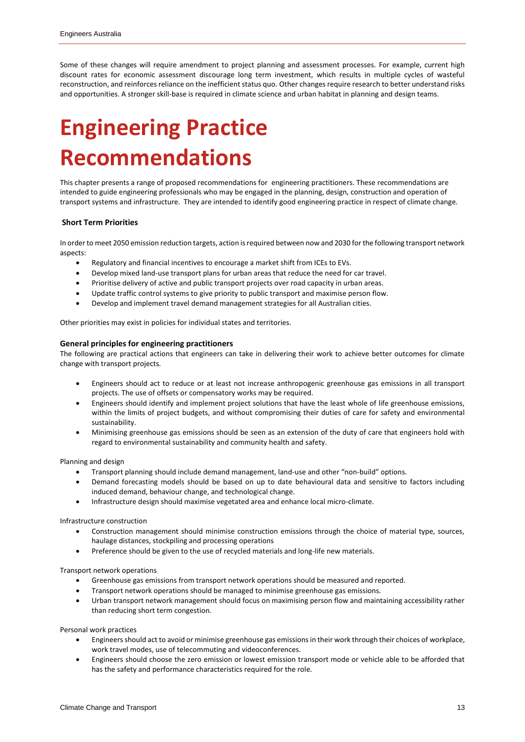Some of these changes will require amendment to project planning and assessment processes. For example, current high discount rates for economic assessment discourage long term investment, which results in multiple cycles of wasteful reconstruction, and reinforces reliance on the inefficient status quo. Other changes require research to better understand risks and opportunities. A stronger skill-base is required in climate science and urban habitat in planning and design teams.

# Engineering Practice Recommendations

This chapter presents a range of proposed recommendations for engineering practitioners. These recommendations are intended to guide engineering professionals who may be engaged in the planning, design, construction and operation of transport systems and infrastructure. They are intended to identify good engineering practice in respect of climate change.

### Short Term Priorities

In order to meet 2050 emission reduction targets, action is required between now and 2030 for the following transport network aspects:

- Regulatory and financial incentives to encourage a market shift from ICEs to EVs.
- Develop mixed land-use transport plans for urban areas that reduce the need for car travel.
- Prioritise delivery of active and public transport projects over road capacity in urban areas.
- Update traffic control systems to give priority to public transport and maximise person flow.
- Develop and implement travel demand management strategies for all Australian cities.

Other priorities may exist in policies for individual states and territories.

### General principles for engineering practitioners

The following are practical actions that engineers can take in delivering their work to achieve better outcomes for climate change with transport projects.

- Engineers should act to reduce or at least not increase anthropogenic greenhouse gas emissions in all transport projects. The use of offsets or compensatory works may be required.
- Engineers should identify and implement project solutions that have the least whole of life greenhouse emissions, within the limits of project budgets, and without compromising their duties of care for safety and environmental sustainability.
- Minimising greenhouse gas emissions should be seen as an extension of the duty of care that engineers hold with regard to environmental sustainability and community health and safety.

Planning and design

- Transport planning should include demand management, land-use and other "non-build" options.
- Demand forecasting models should be based on up to date behavioural data and sensitive to factors including induced demand, behaviour change, and technological change.
- Infrastructure design should maximise vegetated area and enhance local micro-climate.

Infrastructure construction

- Construction management should minimise construction emissions through the choice of material type, sources, haulage distances, stockpiling and processing operations
- Preference should be given to the use of recycled materials and long-life new materials.

Transport network operations

- Greenhouse gas emissions from transport network operations should be measured and reported.
- Transport network operations should be managed to minimise greenhouse gas emissions.
- Urban transport network management should focus on maximising person flow and maintaining accessibility rather than reducing short term congestion.

Personal work practices

- Engineers should act to avoid or minimise greenhouse gas emissions in their work through their choices of workplace, work travel modes, use of telecommuting and videoconferences.
- Engineers should choose the zero emission or lowest emission transport mode or vehicle able to be afforded that has the safety and performance characteristics required for the role.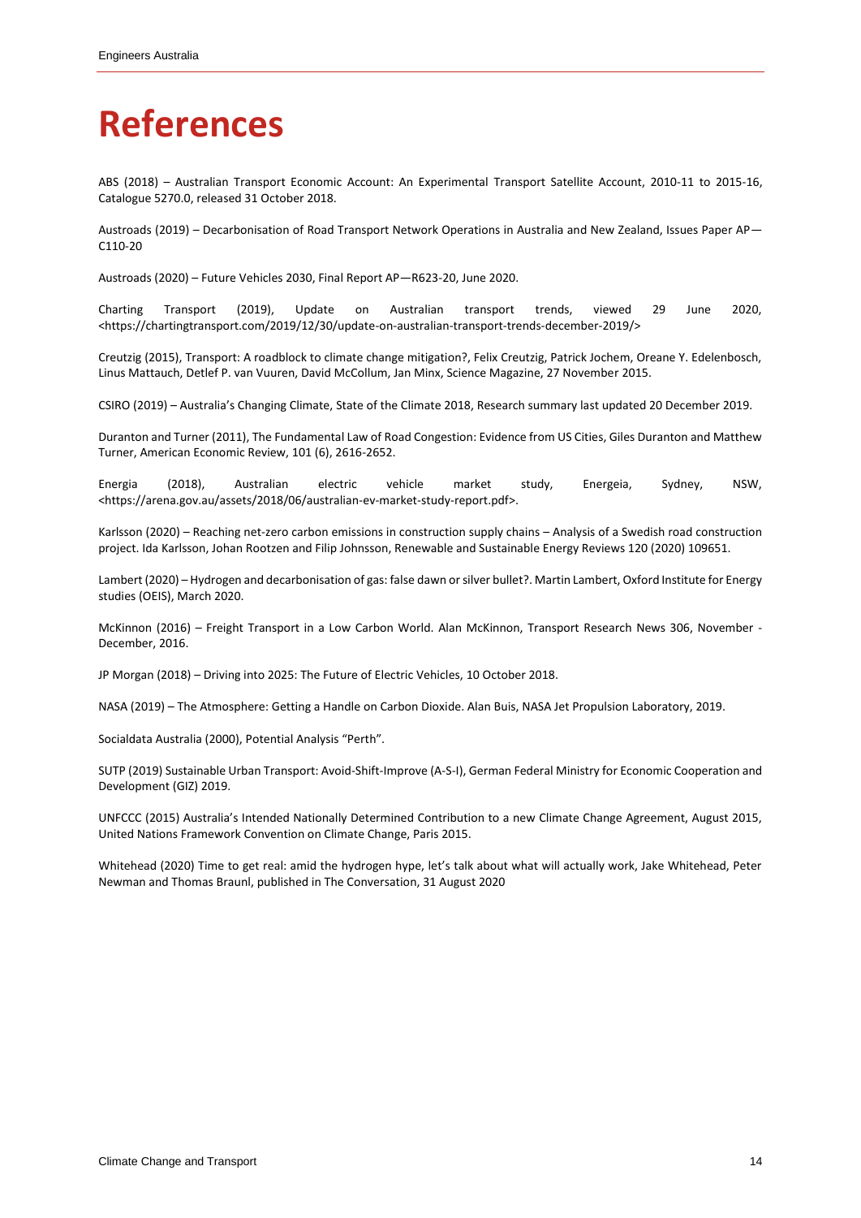# References

ABS (2018) – Australian Transport Economic Account: An Experimental Transport Satellite Account, 2010-11 to 2015-16, Catalogue 5270.0, released 31 October 2018.

Austroads (2019) – Decarbonisation of Road Transport Network Operations in Australia and New Zealand, Issues Paper AP—C110-20

Austroads (2020) – Future Vehicles 2030, Final Report AP—R623-20, June 2020.

Charting Transport (2019), Update on Australian transport trends, viewed 29 June 2020, <https://chartingtransport.com/2019/12/30/update-on-australian-transport-trends-december-2019/>

Creutzig (2015), Transport: A roadblock to climate change mitigation?, Felix Creutzig, Patrick Jochem, Oreane Y. Edelenbosch, Linus Mattauch, Detlef P. van Vuuren, David McCollum, Jan Minx, Science Magazine, 27 November 2015.

CSIRO (2019) – Australia's Changing Climate, State of the Climate 2018, Research summary last updated 20 December 2019.

Duranton and Turner (2011), The Fundamental Law of Road Congestion: Evidence from US Cities, Giles Duranton and Matthew Turner, American Economic Review, 101 (6), 2616-2652.

Energia (2018), Australian electric vehicle market study, Energeia, Sydney, NSW, <https://arena.gov.au/assets/2018/06/australian-ev-market-study-report.pdf>.

Karlsson (2020) – Reaching net-zero carbon emissions in construction supply chains – Analysis of a Swedish road construction project. Ida Karlsson, Johan Rootzen and Filip Johnsson, Renewable and Sustainable Energy Reviews 120 (2020) 109651.

Lambert (2020) – Hydrogen and decarbonisation of gas: false dawn or silver bullet?. Martin Lambert, Oxford Institute for Energy studies (OEIS), March 2020.

McKinnon (2016) – Freight Transport in a Low Carbon World. Alan McKinnon, Transport Research News 306, November - December, 2016.

JP Morgan (2018) – Driving into 2025: The Future of Electric Vehicles, 10 October 2018.

NASA (2019) – The Atmosphere: Getting a Handle on Carbon Dioxide. Alan Buis, NASA Jet Propulsion Laboratory, 2019.

Socialdata Australia (2000), Potential Analysis "Perth".

SUTP (2019) Sustainable Urban Transport: Avoid-Shift-Improve (A-S-I), German Federal Ministry for Economic Cooperation and Development (GIZ) 2019.

UNFCCC (2015) Australia's Intended Nationally Determined Contribution to a new Climate Change Agreement, August 2015, United Nations Framework Convention on Climate Change, Paris 2015.

Whitehead (2020) Time to get real: amid the hydrogen hype, let's talk about what will actually work, Jake Whitehead, Peter Newman and Thomas Braunl, published in The Conversation, 31 August 2020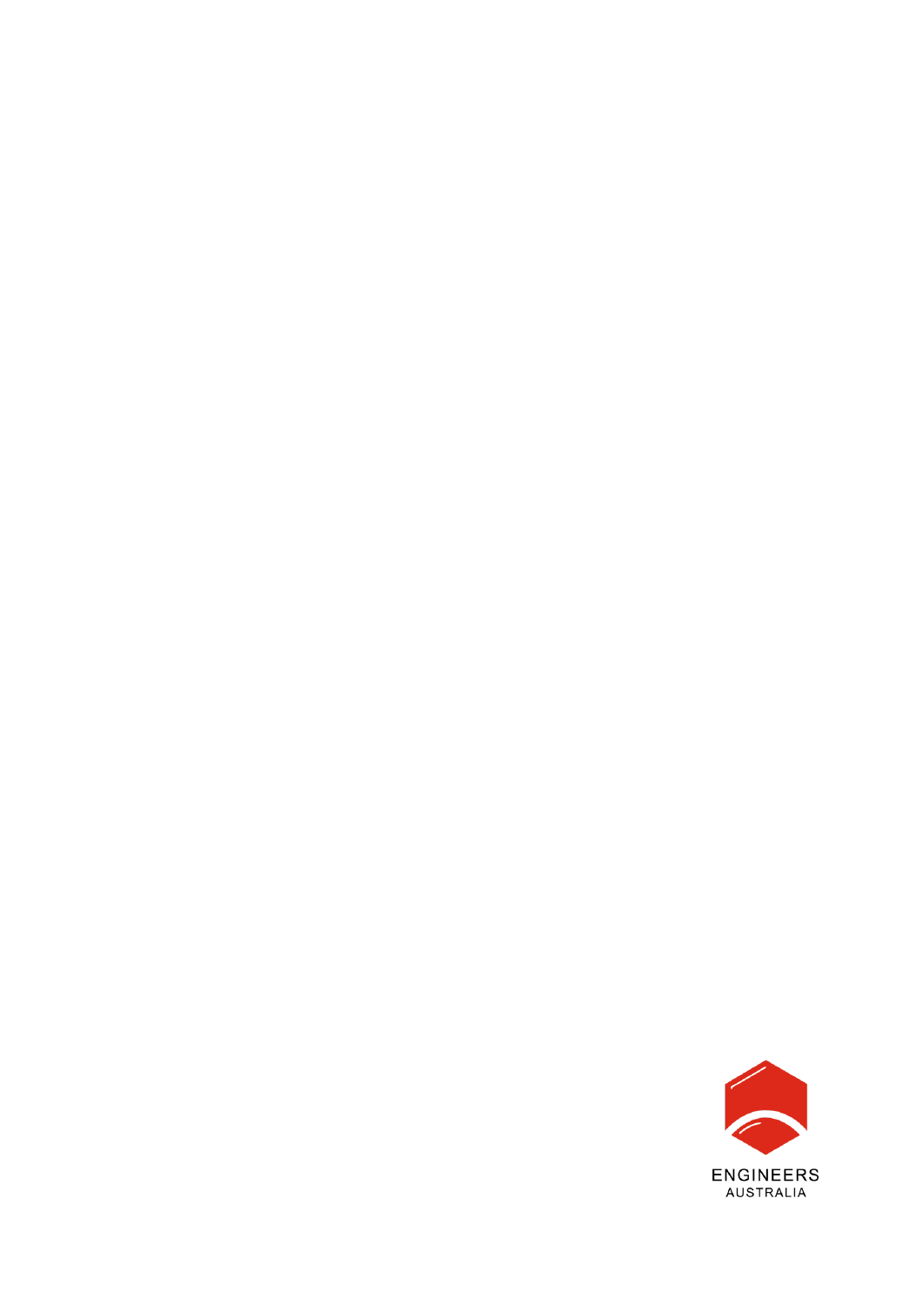ENGINEERS
AUSTRALIA